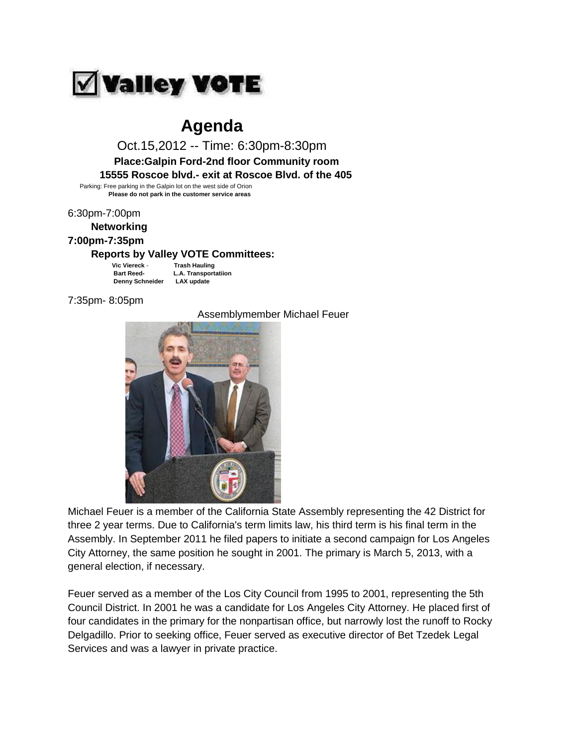☑ Valley VOTE

# Agenda

Oct.15,2012 -- Time: 6:30pm-8:30pm

**Place:Galpin Ford-2nd floor Community room**

**15555 Roscoe blvd.- exit at Roscoe Blvd. of the 405**

Parking: Free parking in the Galpin lot on the west side of Orion

**Please do not park in the customer service areas**

6:30pm-7:00pm

**Networking**

**7:00pm-7:35pm**

**Reports by Valley VOTE Committees:**

| | |
|---|---|
| **Vic Viereck** - | **Trash Hauling** |
| **Bart Reed-** | **L.A. Transportatiion** |
| **Denny Schneider** | **LAX update** |

7:35pm- 8:05pm

Assemblymember Michael Feuer

Michael Feuer is a member of the California State Assembly representing the 42 District for three 2 year terms. Due to California's term limits law, his third term is his final term in the Assembly. In September 2011 he filed papers to initiate a second campaign for Los Angeles City Attorney, the same position he sought in 2001. The primary is March 5, 2013, with a general election, if necessary.

Feuer served as a member of the Los City Council from 1995 to 2001, representing the 5th Council District. In 2001 he was a candidate for Los Angeles City Attorney. He placed first of four candidates in the primary for the nonpartisan office, but narrowly lost the runoff to Rocky Delgadillo. Prior to seeking office, Feuer served as executive director of Bet Tzedek Legal Services and was a lawyer in private practice.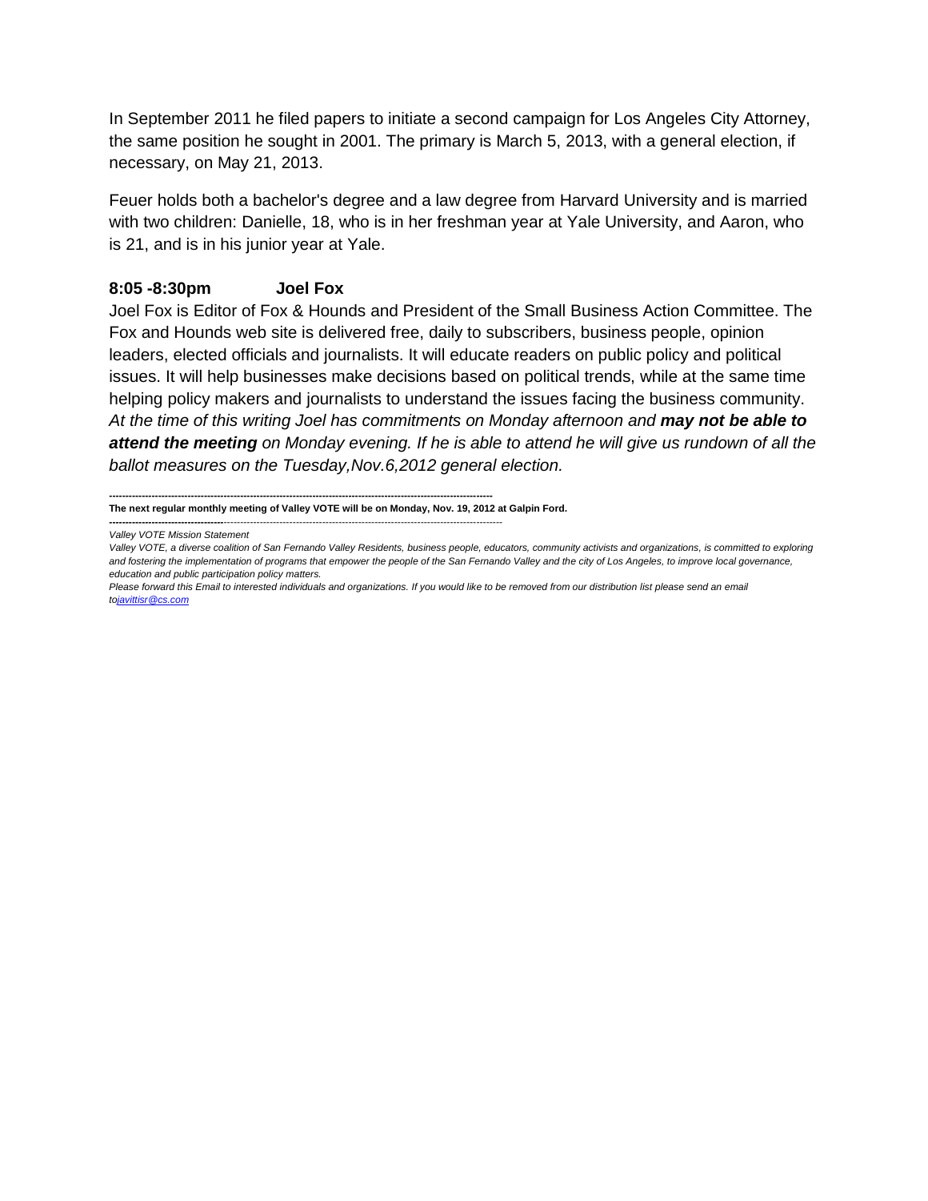In September 2011 he filed papers to initiate a second campaign for Los Angeles City Attorney, the same position he sought in 2001. The primary is March 5, 2013, with a general election, if necessary, on May 21, 2013.

Feuer holds both a bachelor's degree and a law degree from Harvard University and is married with two children: Danielle, 18, who is in her freshman year at Yale University, and Aaron, who is 21, and is in his junior year at Yale.

**8:05 -8:30pm Joel Fox**

Joel Fox is Editor of Fox & Hounds and President of the Small Business Action Committee. The Fox and Hounds web site is delivered free, daily to subscribers, business people, opinion leaders, elected officials and journalists. It will educate readers on public policy and political issues. It will help businesses make decisions based on political trends, while at the same time helping policy makers and journalists to understand the issues facing the business community. *At the time of this writing Joel has commitments on Monday afternoon and* ***may not be able to attend the meeting*** *on Monday evening. If he is able to attend he will give us rundown of all the ballot measures on the Tuesday,Nov.6,2012 general election.*

---

**The next regular monthly meeting of Valley VOTE will be on Monday, Nov. 19, 2012 at Galpin Ford.**

---

*Valley VOTE Mission Statement*

*Valley VOTE, a diverse coalition of San Fernando Valley Residents, business people, educators, community activists and organizations, is committed to exploring and fostering the implementation of programs that empower the people of the San Fernando Valley and the city of Los Angeles, to improve local governance, education and public participation policy matters.*

*Please forward this Email to interested individuals and organizations. If you would like to be removed from our distribution list please send an email tojavittisr@cs.com*